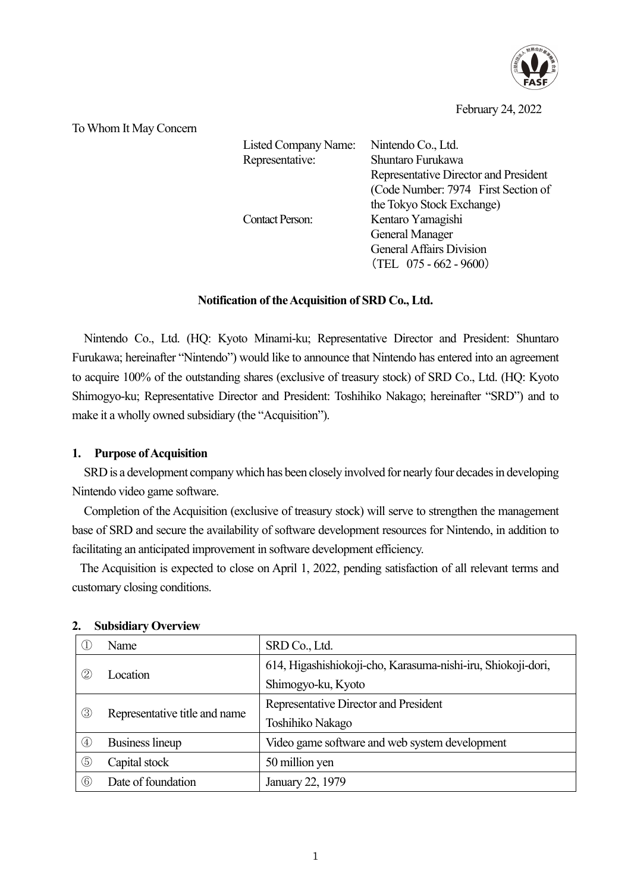February 24, 2022

To Whom It May Concern

Listed Company Name: Nintendo Co., Ltd.
Representative: Shuntaro Furukawa
Representative Director and President
(Code Number: 7974 First Section of the Tokyo Stock Exchange)
Contact Person: Kentaro Yamagishi
General Manager
General Affairs Division
（TEL 075 - 662 - 9600）

## Notification of the Acquisition of SRD Co., Ltd.

Nintendo Co., Ltd. (HQ: Kyoto Minami-ku; Representative Director and President: Shuntaro Furukawa; hereinafter "Nintendo") would like to announce that Nintendo has entered into an agreement to acquire 100% of the outstanding shares (exclusive of treasury stock) of SRD Co., Ltd. (HQ: Kyoto Shimogyo-ku; Representative Director and President: Toshihiko Nakago; hereinafter "SRD") and to make it a wholly owned subsidiary (the "Acquisition").

### 1. Purpose of Acquisition

SRD is a development company which has been closely involved for nearly four decades in developing Nintendo video game software.

Completion of the Acquisition (exclusive of treasury stock) will serve to strengthen the management base of SRD and secure the availability of software development resources for Nintendo, in addition to facilitating an anticipated improvement in software development efficiency.

The Acquisition is expected to close on April 1, 2022, pending satisfaction of all relevant terms and customary closing conditions.

### 2. Subsidiary Overview

| | | |
|---|---|---|
| ① | Name | SRD Co., Ltd. |
| ② | Location | 614, Higashishiokoji-cho, Karasuma-nishi-iru, Shiokoji-dori, Shimogyo-ku, Kyoto |
| ③ | Representative title and name | Representative Director and President Toshihiko Nakago |
| ④ | Business lineup | Video game software and web system development |
| ⑤ | Capital stock | 50 million yen |
| ⑥ | Date of foundation | January 22, 1979 |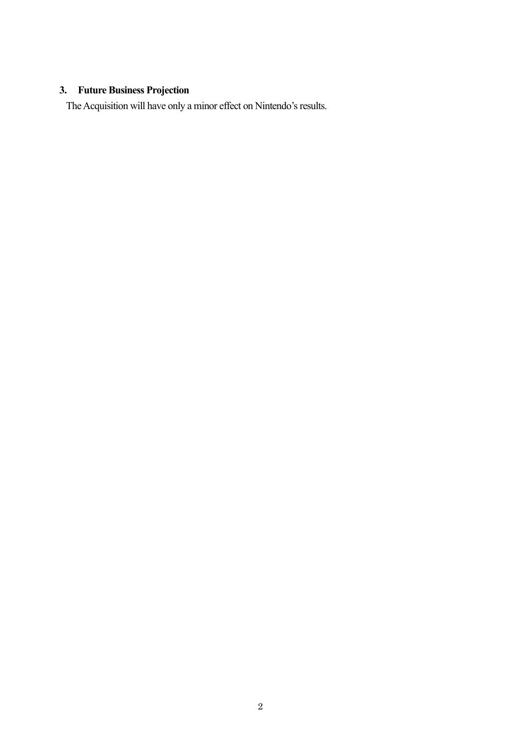## 3. Future Business Projection

The Acquisition will have only a minor effect on Nintendo's results.